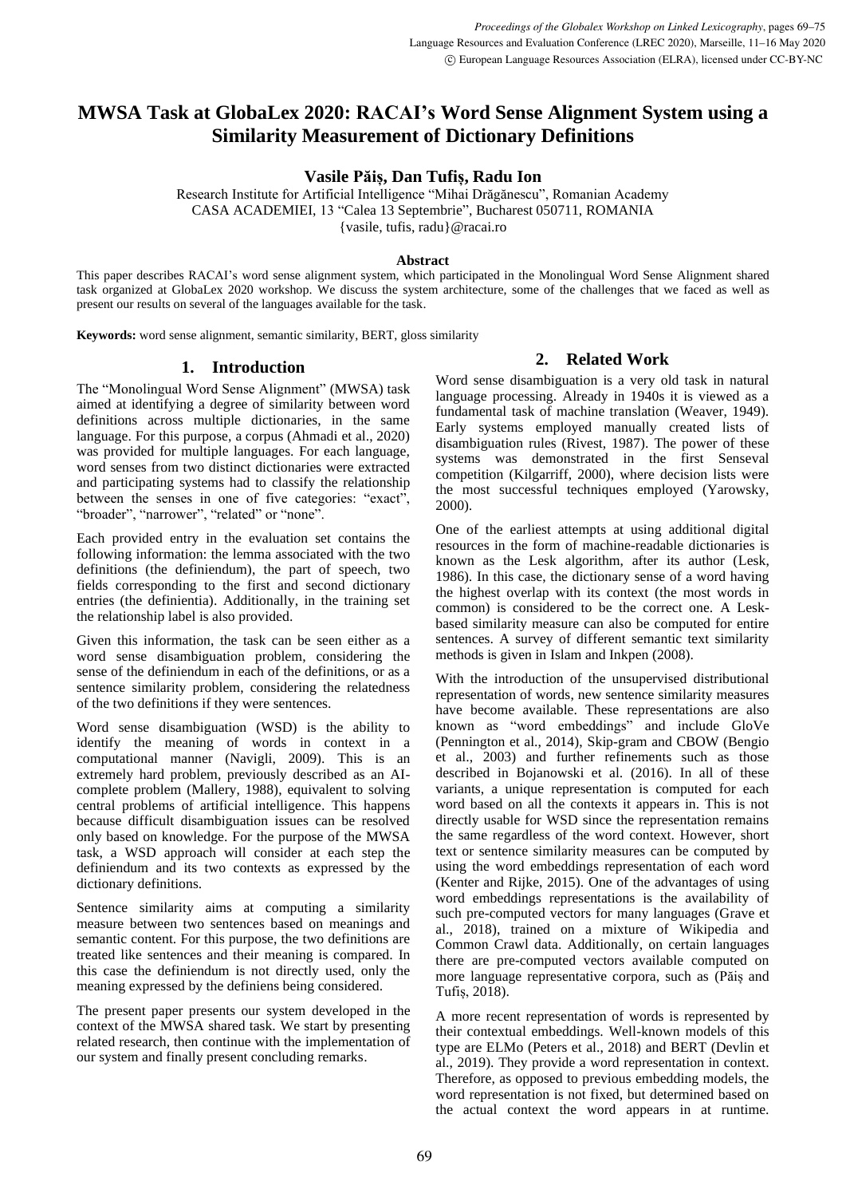# MWSA Task at GlobaLex 2020: RACAI's Word Sense Alignment System using a Similarity Measurement of Dictionary Definitions

**Vasile Păiș, Dan Tufiș, Radu Ion**

Research Institute for Artificial Intelligence "Mihai Drăgănescu", Romanian Academy
CASA ACADEMIEI, 13 "Calea 13 Septembrie", Bucharest 050711, ROMANIA
{vasile, tufis, radu}@racai.ro

### Abstract

This paper describes RACAI's word sense alignment system, which participated in the Monolingual Word Sense Alignment shared task organized at GlobaLex 2020 workshop. We discuss the system architecture, some of the challenges that we faced as well as present our results on several of the languages available for the task.

**Keywords:** word sense alignment, semantic similarity, BERT, gloss similarity

## 1. Introduction

The "Monolingual Word Sense Alignment" (MWSA) task aimed at identifying a degree of similarity between word definitions across multiple dictionaries, in the same language. For this purpose, a corpus (Ahmadi et al., 2020) was provided for multiple languages. For each language, word senses from two distinct dictionaries were extracted and participating systems had to classify the relationship between the senses in one of five categories: "exact", "broader", "narrower", "related" or "none".

Each provided entry in the evaluation set contains the following information: the lemma associated with the two definitions (the definiendum), the part of speech, two fields corresponding to the first and second dictionary entries (the definientia). Additionally, in the training set the relationship label is also provided.

Given this information, the task can be seen either as a word sense disambiguation problem, considering the sense of the definiendum in each of the definitions, or as a sentence similarity problem, considering the relatedness of the two definitions if they were sentences.

Word sense disambiguation (WSD) is the ability to identify the meaning of words in context in a computational manner (Navigli, 2009). This is an extremely hard problem, previously described as an AI-complete problem (Mallery, 1988), equivalent to solving central problems of artificial intelligence. This happens because difficult disambiguation issues can be resolved only based on knowledge. For the purpose of the MWSA task, a WSD approach will consider at each step the definiendum and its two contexts as expressed by the dictionary definitions.

Sentence similarity aims at computing a similarity measure between two sentences based on meanings and semantic content. For this purpose, the two definitions are treated like sentences and their meaning is compared. In this case the definiendum is not directly used, only the meaning expressed by the definiens being considered.

The present paper presents our system developed in the context of the MWSA shared task. We start by presenting related research, then continue with the implementation of our system and finally present concluding remarks.

## 2. Related Work

Word sense disambiguation is a very old task in natural language processing. Already in 1940s it is viewed as a fundamental task of machine translation (Weaver, 1949). Early systems employed manually created lists of disambiguation rules (Rivest, 1987). The power of these systems was demonstrated in the first Senseval competition (Kilgarriff, 2000), where decision lists were the most successful techniques employed (Yarowsky, 2000).

One of the earliest attempts at using additional digital resources in the form of machine-readable dictionaries is known as the Lesk algorithm, after its author (Lesk, 1986). In this case, the dictionary sense of a word having the highest overlap with its context (the most words in common) is considered to be the correct one. A Lesk-based similarity measure can also be computed for entire sentences. A survey of different semantic text similarity methods is given in Islam and Inkpen (2008).

With the introduction of the unsupervised distributional representation of words, new sentence similarity measures have become available. These representations are also known as "word embeddings" and include GloVe (Pennington et al., 2014), Skip-gram and CBOW (Bengio et al., 2003) and further refinements such as those described in Bojanowski et al. (2016). In all of these variants, a unique representation is computed for each word based on all the contexts it appears in. This is not directly usable for WSD since the representation remains the same regardless of the word context. However, short text or sentence similarity measures can be computed by using the word embeddings representation of each word (Kenter and Rijke, 2015). One of the advantages of using word embeddings representations is the availability of such pre-computed vectors for many languages (Grave et al., 2018), trained on a mixture of Wikipedia and Common Crawl data. Additionally, on certain languages there are pre-computed vectors available computed on more language representative corpora, such as (Păiș and Tufiș, 2018).

A more recent representation of words is represented by their contextual embeddings. Well-known models of this type are ELMo (Peters et al., 2018) and BERT (Devlin et al., 2019). They provide a word representation in context. Therefore, as opposed to previous embedding models, the word representation is not fixed, but determined based on the actual context the word appears in at runtime.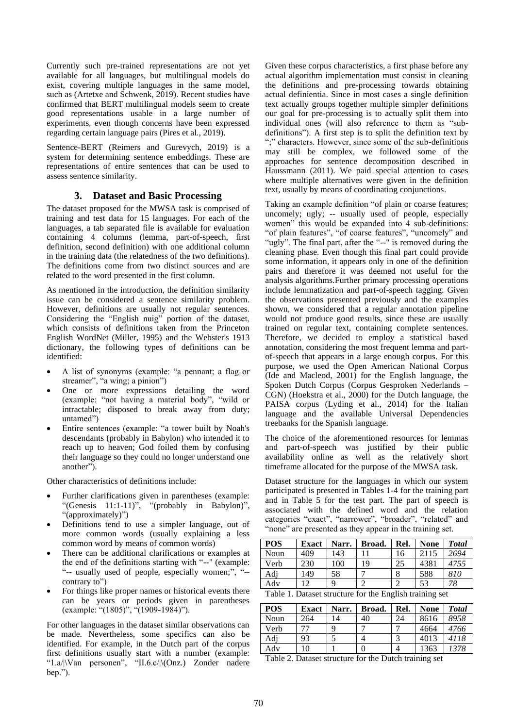Currently such pre-trained representations are not yet available for all languages, but multilingual models do exist, covering multiple languages in the same model, such as (Artetxe and Schwenk, 2019). Recent studies have confirmed that BERT multilingual models seem to create good representations usable in a large number of experiments, even though concerns have been expressed regarding certain language pairs (Pires et al., 2019).

Sentence-BERT (Reimers and Gurevych, 2019) is a system for determining sentence embeddings. These are representations of entire sentences that can be used to assess sentence similarity.

## 3. Dataset and Basic Processing

The dataset proposed for the MWSA task is comprised of training and test data for 15 languages. For each of the languages, a tab separated file is available for evaluation containing 4 columns (lemma, part-of-speech, first definition, second definition) with one additional column in the training data (the relatedness of the two definitions). The definitions come from two distinct sources and are related to the word presented in the first column.

As mentioned in the introduction, the definition similarity issue can be considered a sentence similarity problem. However, definitions are usually not regular sentences. Considering the "English_nuig" portion of the dataset, which consists of definitions taken from the Princeton English WordNet (Miller, 1995) and the Webster's 1913 dictionary, the following types of definitions can be identified:

- A list of synonyms (example: "a pennant; a flag or streamer", "a wing; a pinion")
- One or more expressions detailing the word (example: "not having a material body", "wild or intractable; disposed to break away from duty; untamed")
- Entire sentences (example: "a tower built by Noah's descendants (probably in Babylon) who intended it to reach up to heaven; God foiled them by confusing their language so they could no longer understand one another").

Other characteristics of definitions include:

- Further clarifications given in parentheses (example: "(Genesis 11:1-11)", "(probably in Babylon)", "(approximately)")
- Definitions tend to use a simpler language, out of more common words (usually explaining a less common word by means of common words)
- There can be additional clarifications or examples at the end of the definitions starting with "--" (example: "-- usually used of people, especially women;", "-- contrary to")
- For things like proper names or historical events there can be years or periods given in parentheses (example: "(1805)", "(1909-1984)").

For other languages in the dataset similar observations can be made. Nevertheless, some specifics can also be identified. For example, in the Dutch part of the corpus first definitions usually start with a number (example: "1.a/|\Van personen", "II.6.c/|\(Onz.) Zonder nadere bep.").

Given these corpus characteristics, a first phase before any actual algorithm implementation must consist in cleaning the definitions and pre-processing towards obtaining actual definientia. Since in most cases a single definition text actually groups together multiple simpler definitions our goal for pre-processing is to actually split them into individual ones (will also reference to them as "sub-definitions"). A first step is to split the definition text by ";" characters. However, since some of the sub-definitions may still be complex, we followed some of the approaches for sentence decomposition described in Haussmann (2011). We paid special attention to cases where multiple alternatives were given in the definition text, usually by means of coordinating conjunctions.

Taking an example definition "of plain or coarse features; uncomely; ugly; -- usually used of people, especially women" this would be expanded into 4 sub-definitions: "of plain features", "of coarse features", "uncomely" and "ugly". The final part, after the "--" is removed during the cleaning phase. Even though this final part could provide some information, it appears only in one of the definition pairs and therefore it was deemed not useful for the analysis algorithms.Further primary processing operations include lemmatization and part-of-speech tagging. Given the observations presented previously and the examples shown, we considered that a regular annotation pipeline would not produce good results, since these are usually trained on regular text, containing complete sentences. Therefore, we decided to employ a statistical based annotation, considering the most frequent lemma and part-of-speech that appears in a large enough corpus. For this purpose, we used the Open American National Corpus (Ide and Macleod, 2001) for the English language, the Spoken Dutch Corpus (Corpus Gesproken Nederlands – CGN) (Hoekstra et al., 2000) for the Dutch language, the PAISA corpus (Lyding et al., 2014) for the Italian language and the available Universal Dependencies treebanks for the Spanish language.

The choice of the aforementioned resources for lemmas and part-of-speech was justified by their public availability online as well as the relatively short timeframe allocated for the purpose of the MWSA task.

Dataset structure for the languages in which our system participated is presented in Tables 1-4 for the training part and in Table 5 for the test part. The part of speech is associated with the defined word and the relation categories "exact", "narrower", "broader", "related" and "none" are presented as they appear in the training set.

| POS | Exact | Narr. | Broad. | Rel. | None | *Total* |
|---|---|---|---|---|---|---|
| Noun | 409 | 143 | 11 | 16 | 2115 | *2694* |
| Verb | 230 | 100 | 19 | 25 | 4381 | *4755* |
| Adj | 149 | 58 | 7 | 8 | 588 | *810* |
| Adv | 12 | 9 | 2 | 2 | 53 | *78* |

Table 1. Dataset structure for the English training set

| POS | Exact | Narr. | Broad. | Rel. | None | *Total* |
|---|---|---|---|---|---|---|
| Noun | 264 | 14 | 40 | 24 | 8616 | *8958* |
| Verb | 77 | 9 | 7 | 7 | 4664 | *4766* |
| Adj | 93 | 5 | 4 | 3 | 4013 | *4118* |
| Adv | 10 | 1 | 0 | 4 | 1363 | *1378* |

Table 2. Dataset structure for the Dutch training set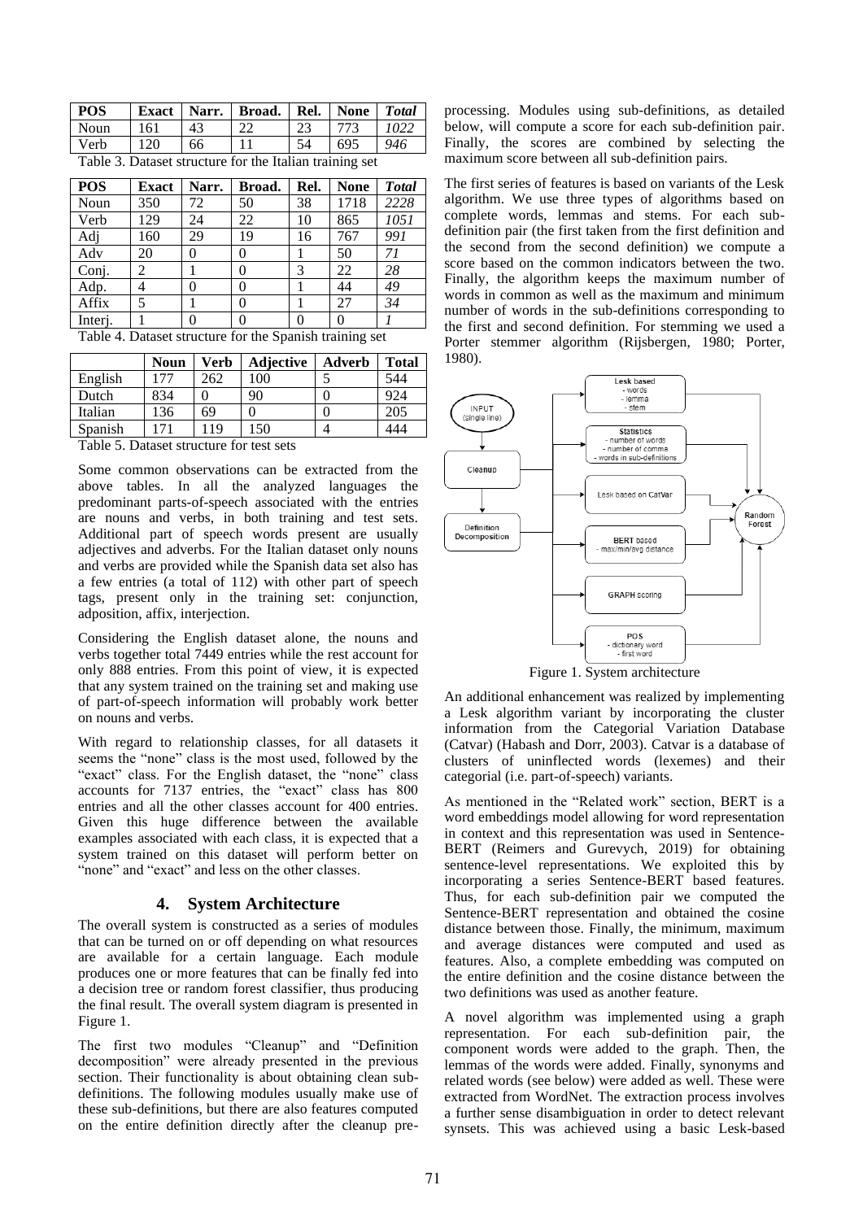| POS | Exact | Narr. | Broad. | Rel. | None | *Total* |
|---|---|---|---|---|---|---|
| Noun | 161 | 43 | 22 | 23 | 773 | *1022* |
| Verb | 120 | 66 | 11 | 54 | 695 | *946* |

Table 3. Dataset structure for the Italian training set

| POS | Exact | Narr. | Broad. | Rel. | None | *Total* |
|---|---|---|---|---|---|---|
| Noun | 350 | 72 | 50 | 38 | 1718 | *2228* |
| Verb | 129 | 24 | 22 | 10 | 865 | *1051* |
| Adj | 160 | 29 | 19 | 16 | 767 | *991* |
| Adv | 20 | 0 | 0 | 1 | 50 | *71* |
| Conj. | 2 | 1 | 0 | 3 | 22 | *28* |
| Adp. | 4 | 0 | 0 | 1 | 44 | *49* |
| Affix | 5 | 1 | 0 | 1 | 27 | *34* |
| Interj. | 1 | 0 | 0 | 0 | 0 | *1* |

Table 4. Dataset structure for the Spanish training set

| | Noun | Verb | Adjective | Adverb | Total |
|---|---|---|---|---|---|
| English | 177 | 262 | 100 | 5 | 544 |
| Dutch | 834 | 0 | 90 | 0 | 924 |
| Italian | 136 | 69 | 0 | 0 | 205 |
| Spanish | 171 | 119 | 150 | 4 | 444 |

Table 5. Dataset structure for test sets

Some common observations can be extracted from the above tables. In all the analyzed languages the predominant parts-of-speech associated with the entries are nouns and verbs, in both training and test sets. Additional part of speech words present are usually adjectives and adverbs. For the Italian dataset only nouns and verbs are provided while the Spanish data set also has a few entries (a total of 112) with other part of speech tags, present only in the training set: conjunction, adposition, affix, interjection.

Considering the English dataset alone, the nouns and verbs together total 7449 entries while the rest account for only 888 entries. From this point of view, it is expected that any system trained on the training set and making use of part-of-speech information will probably work better on nouns and verbs.

With regard to relationship classes, for all datasets it seems the "none" class is the most used, followed by the "exact" class. For the English dataset, the "none" class accounts for 7137 entries, the "exact" class has 800 entries and all the other classes account for 400 entries. Given this huge difference between the available examples associated with each class, it is expected that a system trained on this dataset will perform better on "none" and "exact" and less on the other classes.

## 4. System Architecture

The overall system is constructed as a series of modules that can be turned on or off depending on what resources are available for a certain language. Each module produces one or more features that can be finally fed into a decision tree or random forest classifier, thus producing the final result. The overall system diagram is presented in Figure 1.

The first two modules "Cleanup" and "Definition decomposition" were already presented in the previous section. Their functionality is about obtaining clean sub-definitions. The following modules usually make use of these sub-definitions, but there are also features computed on the entire definition directly after the cleanup pre-processing. Modules using sub-definitions, as detailed below, will compute a score for each sub-definition pair. Finally, the scores are combined by selecting the maximum score between all sub-definition pairs.

The first series of features is based on variants of the Lesk algorithm. We use three types of algorithms based on complete words, lemmas and stems. For each sub-definition pair (the first taken from the first definition and the second from the second definition) we compute a score based on the common indicators between the two. Finally, the algorithm keeps the maximum number of words in common as well as the maximum and minimum number of words in the sub-definitions corresponding to the first and second definition. For stemming we used a Porter stemmer algorithm (Rijsbergen, 1980; Porter, 1980).

INPUT (single line)
Cleanup
Definition Decomposition
Lesk based - words - lemma - stem
Statistics - number of words - number of comma - words in sub-definitions
Lesk based on CatVar
BERT based - max/min/avg distance
GRAPH scoring
POS - dictionary word - first word
Random Forest

Figure 1. System architecture

An additional enhancement was realized by implementing a Lesk algorithm variant by incorporating the cluster information from the Categorial Variation Database (Catvar) (Habash and Dorr, 2003). Catvar is a database of clusters of uninflected words (lexemes) and their categorial (i.e. part-of-speech) variants.

As mentioned in the "Related work" section, BERT is a word embeddings model allowing for word representation in context and this representation was used in Sentence-BERT (Reimers and Gurevych, 2019) for obtaining sentence-level representations. We exploited this by incorporating a series Sentence-BERT based features. Thus, for each sub-definition pair we computed the Sentence-BERT representation and obtained the cosine distance between those. Finally, the minimum, maximum and average distances were computed and used as features. Also, a complete embedding was computed on the entire definition and the cosine distance between the two definitions was used as another feature.

A novel algorithm was implemented using a graph representation. For each sub-definition pair, the component words were added to the graph. Then, the lemmas of the words were added. Finally, synonyms and related words (see below) were added as well. These were extracted from WordNet. The extraction process involves a further sense disambiguation in order to detect relevant synsets. This was achieved using a basic Lesk-based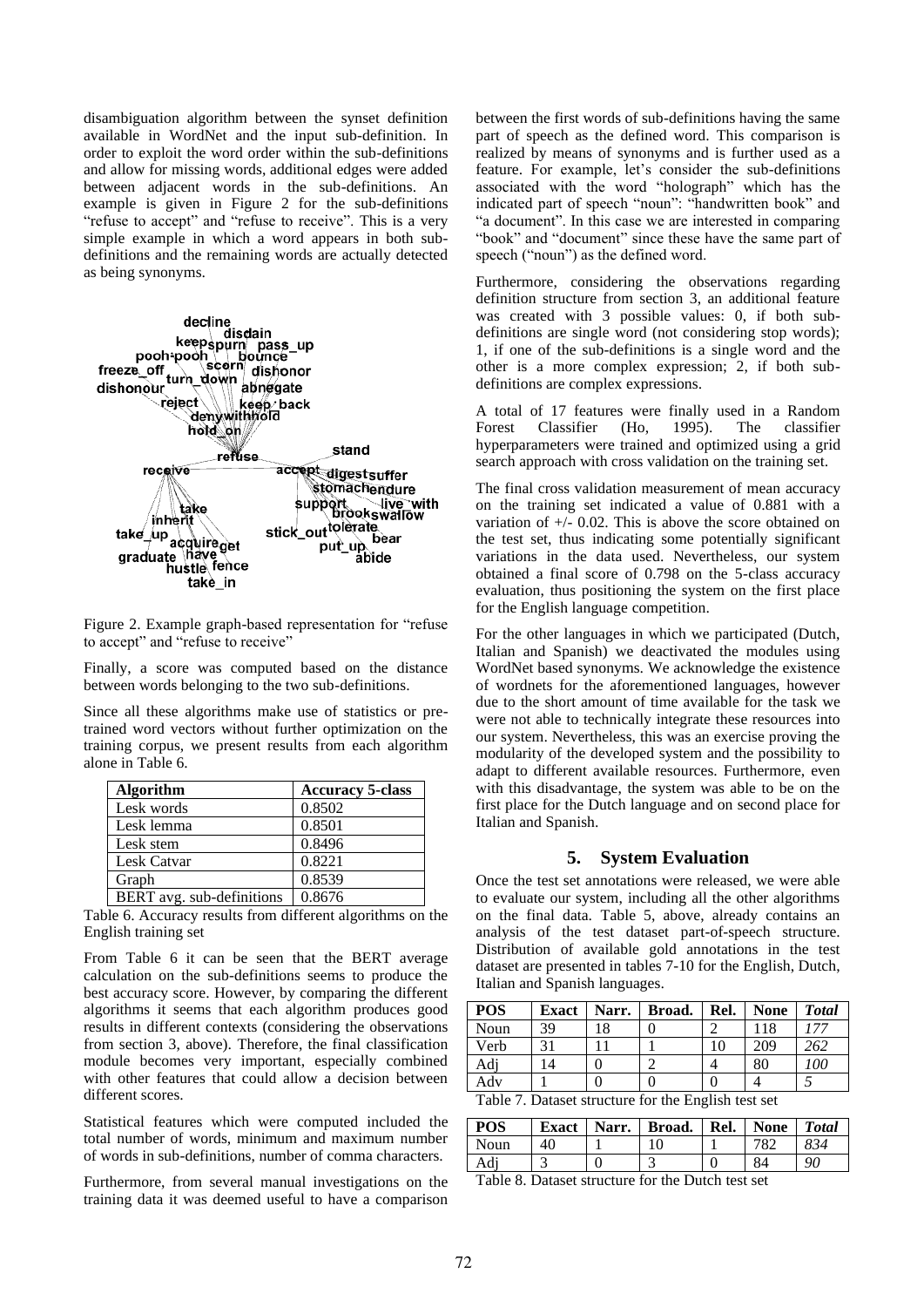disambiguation algorithm between the synset definition available in WordNet and the input sub-definition. In order to exploit the word order within the sub-definitions and allow for missing words, additional edges were added between adjacent words in the sub-definitions. An example is given in Figure 2 for the sub-definitions "refuse to accept" and "refuse to receive". This is a very simple example in which a word appears in both sub-definitions and the remaining words are actually detected as being synonyms.

decline
disdain
keep
spurn
pass_up
pooh-pooh
bounce
scorn
freeze_off
dishonor
turn_down
dishonour
abnegate
reject
keep_back
deny
withhold
hold_on
refuse
stand
receive
accept
digest
suffer
stomach
endure
take
support
live_with
inherit
brook
swallow
take_up
stick_out
tolerate
acquire
get
bear
graduate
have
put_up
abide
hustle
fence
take_in

Figure 2. Example graph-based representation for "refuse to accept" and "refuse to receive"

Finally, a score was computed based on the distance between words belonging to the two sub-definitions.

Since all these algorithms make use of statistics or pre-trained word vectors without further optimization on the training corpus, we present results from each algorithm alone in Table 6.

| Algorithm | Accuracy 5-class |
|---|---|
| Lesk words | 0.8502 |
| Lesk lemma | 0.8501 |
| Lesk stem | 0.8496 |
| Lesk Catvar | 0.8221 |
| Graph | 0.8539 |
| BERT avg. sub-definitions | 0.8676 |

Table 6. Accuracy results from different algorithms on the English training set

From Table 6 it can be seen that the BERT average calculation on the sub-definitions seems to produce the best accuracy score. However, by comparing the different algorithms it seems that each algorithm produces good results in different contexts (considering the observations from section 3, above). Therefore, the final classification module becomes very important, especially combined with other features that could allow a decision between different scores.

Statistical features which were computed included the total number of words, minimum and maximum number of words in sub-definitions, number of comma characters.

Furthermore, from several manual investigations on the training data it was deemed useful to have a comparison between the first words of sub-definitions having the same part of speech as the defined word. This comparison is realized by means of synonyms and is further used as a feature. For example, let's consider the sub-definitions associated with the word "holograph" which has the indicated part of speech "noun": "handwritten book" and "a document". In this case we are interested in comparing "book" and "document" since these have the same part of speech ("noun") as the defined word.

Furthermore, considering the observations regarding definition structure from section 3, an additional feature was created with 3 possible values: 0, if both sub-definitions are single word (not considering stop words); 1, if one of the sub-definitions is a single word and the other is a more complex expression; 2, if both sub-definitions are complex expressions.

A total of 17 features were finally used in a Random Forest Classifier (Ho, 1995). The classifier hyperparameters were trained and optimized using a grid search approach with cross validation on the training set.

The final cross validation measurement of mean accuracy on the training set indicated a value of 0.881 with a variation of +/- 0.02. This is above the score obtained on the test set, thus indicating some potentially significant variations in the data used. Nevertheless, our system obtained a final score of 0.798 on the 5-class accuracy evaluation, thus positioning the system on the first place for the English language competition.

For the other languages in which we participated (Dutch, Italian and Spanish) we deactivated the modules using WordNet based synonyms. We acknowledge the existence of wordnets for the aforementioned languages, however due to the short amount of time available for the task we were not able to technically integrate these resources into our system. Nevertheless, this was an exercise proving the modularity of the developed system and the possibility to adapt to different available resources. Furthermore, even with this disadvantage, the system was able to be on the first place for the Dutch language and on second place for Italian and Spanish.

## 5. System Evaluation

Once the test set annotations were released, we were able to evaluate our system, including all the other algorithms on the final data. Table 5, above, already contains an analysis of the test dataset part-of-speech structure. Distribution of available gold annotations in the test dataset are presented in tables 7-10 for the English, Dutch, Italian and Spanish languages.

| POS | Exact | Narr. | Broad. | Rel. | None | *Total* |
|---|---|---|---|---|---|---|
| Noun | 39 | 18 | 0 | 2 | 118 | *177* |
| Verb | 31 | 11 | 1 | 10 | 209 | *262* |
| Adj | 14 | 0 | 2 | 4 | 80 | *100* |
| Adv | 1 | 0 | 0 | 0 | 4 | *5* |

Table 7. Dataset structure for the English test set

| POS | Exact | Narr. | Broad. | Rel. | None | *Total* |
|---|---|---|---|---|---|---|
| Noun | 40 | 1 | 10 | 1 | 782 | *834* |
| Adj | 3 | 0 | 3 | 0 | 84 | *90* |

Table 8. Dataset structure for the Dutch test set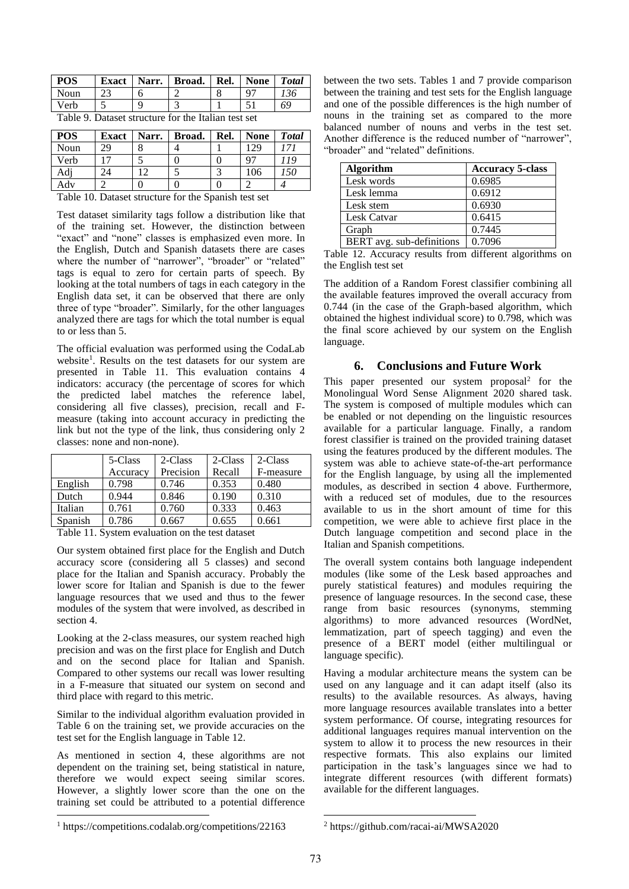| POS | Exact | Narr. | Broad. | Rel. | None | *Total* |
|---|---|---|---|---|---|---|
| Noun | 23 | 6 | 2 | 8 | 97 | *136* |
| Verb | 5 | 9 | 3 | 1 | 51 | *69* |

Table 9. Dataset structure for the Italian test set

| POS | Exact | Narr. | Broad. | Rel. | None | *Total* |
|---|---|---|---|---|---|---|
| Noun | 29 | 8 | 4 | 1 | 129 | *171* |
| Verb | 17 | 5 | 0 | 0 | 97 | *119* |
| Adj | 24 | 12 | 5 | 3 | 106 | *150* |
| Adv | 2 | 0 | 0 | 0 | 2 | *4* |

Table 10. Dataset structure for the Spanish test set

Test dataset similarity tags follow a distribution like that of the training set. However, the distinction between "exact" and "none" classes is emphasized even more. In the English, Dutch and Spanish datasets there are cases where the number of "narrower", "broader" or "related" tags is equal to zero for certain parts of speech. By looking at the total numbers of tags in each category in the English data set, it can be observed that there are only three of type "broader". Similarly, for the other languages analyzed there are tags for which the total number is equal to or less than 5.

The official evaluation was performed using the CodaLab website[1]. Results on the test datasets for our system are presented in Table 11. This evaluation contains 4 indicators: accuracy (the percentage of scores for which the predicted label matches the reference label, considering all five classes), precision, recall and F-measure (taking into account accuracy in predicting the link but not the type of the link, thus considering only 2 classes: none and non-none).

| | 5-Class Accuracy | 2-Class Precision | 2-Class Recall | 2-Class F-measure |
|---|---|---|---|---|
| English | 0.798 | 0.746 | 0.353 | 0.480 |
| Dutch | 0.944 | 0.846 | 0.190 | 0.310 |
| Italian | 0.761 | 0.760 | 0.333 | 0.463 |
| Spanish | 0.786 | 0.667 | 0.655 | 0.661 |

Table 11. System evaluation on the test dataset

Our system obtained first place for the English and Dutch accuracy score (considering all 5 classes) and second place for the Italian and Spanish accuracy. Probably the lower score for Italian and Spanish is due to the fewer language resources that we used and thus to the fewer modules of the system that were involved, as described in section 4.

Looking at the 2-class measures, our system reached high precision and was on the first place for English and Dutch and on the second place for Italian and Spanish. Compared to other systems our recall was lower resulting in a F-measure that situated our system on second and third place with regard to this metric.

Similar to the individual algorithm evaluation provided in Table 6 on the training set, we provide accuracies on the test set for the English language in Table 12.

As mentioned in section 4, these algorithms are not dependent on the training set, being statistical in nature, therefore we would expect seeing similar scores. However, a slightly lower score than the one on the training set could be attributed to a potential difference between the two sets. Tables 1 and 7 provide comparison between the training and test sets for the English language and one of the possible differences is the high number of nouns in the training set as compared to the more balanced number of nouns and verbs in the test set. Another difference is the reduced number of "narrower", "broader" and "related" definitions.

| Algorithm | Accuracy 5-class |
|---|---|
| Lesk words | 0.6985 |
| Lesk lemma | 0.6912 |
| Lesk stem | 0.6930 |
| Lesk Catvar | 0.6415 |
| Graph | 0.7445 |
| BERT avg. sub-definitions | 0.7096 |

Table 12. Accuracy results from different algorithms on the English test set

The addition of a Random Forest classifier combining all the available features improved the overall accuracy from 0.744 (in the case of the Graph-based algorithm, which obtained the highest individual score) to 0.798, which was the final score achieved by our system on the English language.

## 6. Conclusions and Future Work

This paper presented our system proposal[2] for the Monolingual Word Sense Alignment 2020 shared task. The system is composed of multiple modules which can be enabled or not depending on the linguistic resources available for a particular language. Finally, a random forest classifier is trained on the provided training dataset using the features produced by the different modules. The system was able to achieve state-of-the-art performance for the English language, by using all the implemented modules, as described in section 4 above. Furthermore, with a reduced set of modules, due to the resources available to us in the short amount of time for this competition, we were able to achieve first place in the Dutch language competition and second place in the Italian and Spanish competitions.

The overall system contains both language independent modules (like some of the Lesk based approaches and purely statistical features) and modules requiring the presence of language resources. In the second case, these range from basic resources (synonyms, stemming algorithms) to more advanced resources (WordNet, lemmatization, part of speech tagging) and even the presence of a BERT model (either multilingual or language specific).

Having a modular architecture means the system can be used on any language and it can adapt itself (also its results) to the available resources. As always, having more language resources available translates into a better system performance. Of course, integrating resources for additional languages requires manual intervention on the system to allow it to process the new resources in their respective formats. This also explains our limited participation in the task's languages since we had to integrate different resources (with different formats) available for the different languages.

[1] https://competitions.codalab.org/competitions/22163

[2] https://github.com/racai-ai/MWSA2020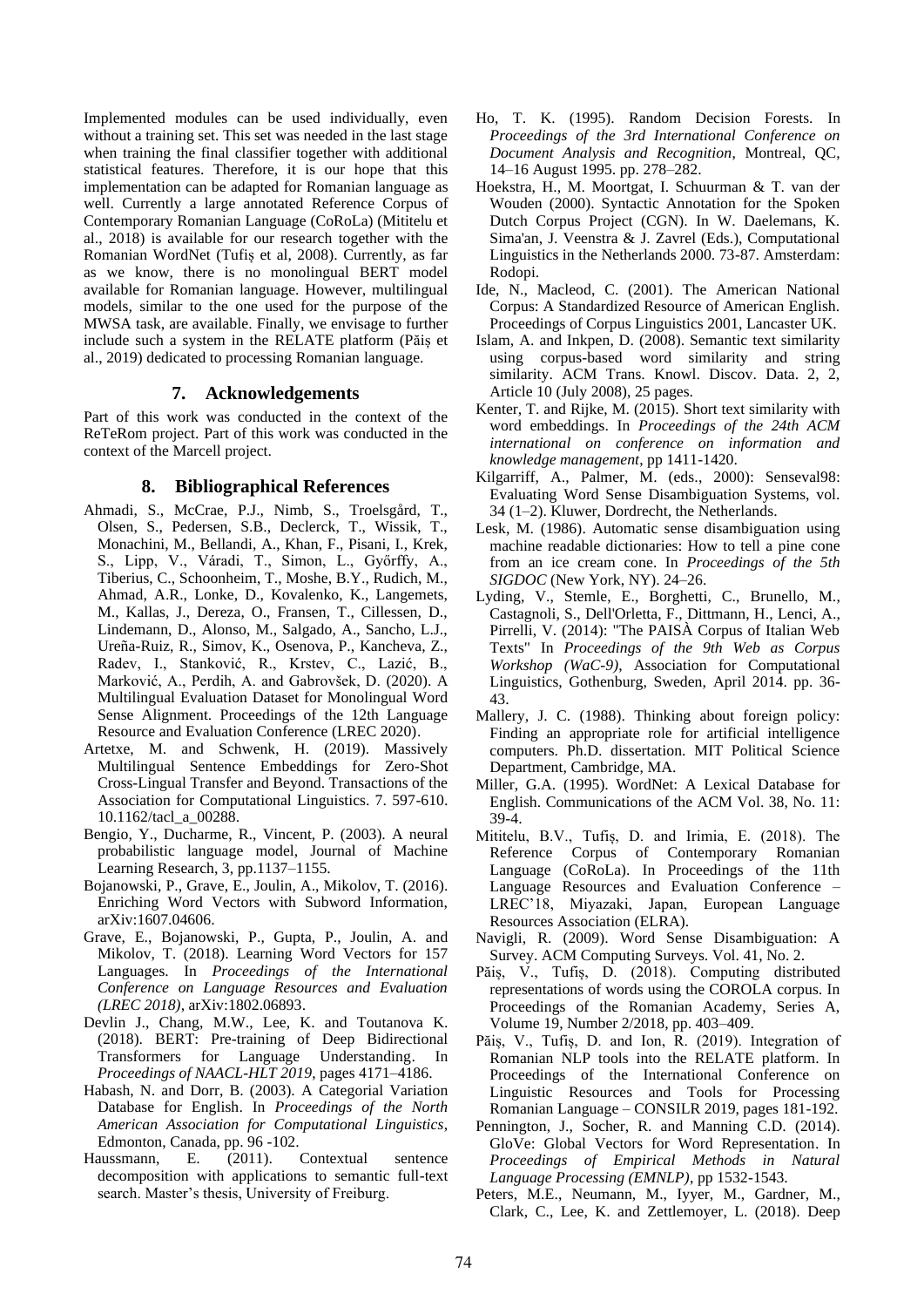Implemented modules can be used individually, even without a training set. This set was needed in the last stage when training the final classifier together with additional statistical features. Therefore, it is our hope that this implementation can be adapted for Romanian language as well. Currently a large annotated Reference Corpus of Contemporary Romanian Language (CoRoLa) (Mititelu et al., 2018) is available for our research together with the Romanian WordNet (Tufiș et al, 2008). Currently, as far as we know, there is no monolingual BERT model available for Romanian language. However, multilingual models, similar to the one used for the purpose of the MWSA task, are available. Finally, we envisage to further include such a system in the RELATE platform (Păiș et al., 2019) dedicated to processing Romanian language.

## 7. Acknowledgements

Part of this work was conducted in the context of the ReTeRom project. Part of this work was conducted in the context of the Marcell project.

## 8. Bibliographical References

Ahmadi, S., McCrae, P.J., Nimb, S., Troelsgård, T., Olsen, S., Pedersen, S.B., Declerck, T., Wissik, T., Monachini, M., Bellandi, A., Khan, F., Pisani, I., Krek, S., Lipp, V., Váradi, T., Simon, L., Győrffy, A., Tiberius, C., Schoonheim, T., Moshe, B.Y., Rudich, M., Ahmad, A.R., Lonke, D., Kovalenko, K., Langemets, M., Kallas, J., Dereza, O., Fransen, T., Cillessen, D., Lindemann, D., Alonso, M., Salgado, A., Sancho, L.J., Ureña-Ruiz, R., Simov, K., Osenova, P., Kancheva, Z., Radev, I., Stanković, R., Krstev, C., Lazić, B., Marković, A., Perdih, A. and Gabrovšek, D. (2020). A Multilingual Evaluation Dataset for Monolingual Word Sense Alignment. Proceedings of the 12th Language Resource and Evaluation Conference (LREC 2020).

Artetxe, M. and Schwenk, H. (2019). Massively Multilingual Sentence Embeddings for Zero-Shot Cross-Lingual Transfer and Beyond. Transactions of the Association for Computational Linguistics. 7. 597-610. 10.1162/tacl_a_00288.

Bengio, Y., Ducharme, R., Vincent, P. (2003). A neural probabilistic language model, Journal of Machine Learning Research, 3, pp.1137–1155.

Bojanowski, P., Grave, E., Joulin, A., Mikolov, T. (2016). Enriching Word Vectors with Subword Information, arXiv:1607.04606.

Grave, E., Bojanowski, P., Gupta, P., Joulin, A. and Mikolov, T. (2018). Learning Word Vectors for 157 Languages. In *Proceedings of the International Conference on Language Resources and Evaluation (LREC 2018)*, arXiv:1802.06893.

Devlin J., Chang, M.W., Lee, K. and Toutanova K. (2018). BERT: Pre-training of Deep Bidirectional Transformers for Language Understanding. In *Proceedings of NAACL-HLT 2019*, pages 4171–4186.

Habash, N. and Dorr, B. (2003). A Categorial Variation Database for English. In *Proceedings of the North American Association for Computational Linguistics*, Edmonton, Canada, pp. 96 -102.

Haussmann, E. (2011). Contextual sentence decomposition with applications to semantic full-text search. Master's thesis, University of Freiburg.

Ho, T. K. (1995). Random Decision Forests. In *Proceedings of the 3rd International Conference on Document Analysis and Recognition*, Montreal, QC, 14–16 August 1995. pp. 278–282.

Hoekstra, H., M. Moortgat, I. Schuurman & T. van der Wouden (2000). Syntactic Annotation for the Spoken Dutch Corpus Project (CGN). In W. Daelemans, K. Sima'an, J. Veenstra & J. Zavrel (Eds.), Computational Linguistics in the Netherlands 2000. 73-87. Amsterdam: Rodopi.

Ide, N., Macleod, C. (2001). The American National Corpus: A Standardized Resource of American English. Proceedings of Corpus Linguistics 2001, Lancaster UK.

Islam, A. and Inkpen, D. (2008). Semantic text similarity using corpus-based word similarity and string similarity. ACM Trans. Knowl. Discov. Data. 2, 2, Article 10 (July 2008), 25 pages.

Kenter, T. and Rijke, M. (2015). Short text similarity with word embeddings. In *Proceedings of the 24th ACM international on conference on information and knowledge management*, pp 1411-1420.

Kilgarriff, A., Palmer, M. (eds., 2000): Senseval98: Evaluating Word Sense Disambiguation Systems, vol. 34 (1–2). Kluwer, Dordrecht, the Netherlands.

Lesk, M. (1986). Automatic sense disambiguation using machine readable dictionaries: How to tell a pine cone from an ice cream cone. In *Proceedings of the 5th SIGDOC* (New York, NY). 24–26.

Lyding, V., Stemle, E., Borghetti, C., Brunello, M., Castagnoli, S., Dell'Orletta, F., Dittmann, H., Lenci, A., Pirrelli, V. (2014): "The PAISÀ Corpus of Italian Web Texts" In *Proceedings of the 9th Web as Corpus Workshop (WaC-9)*, Association for Computational Linguistics, Gothenburg, Sweden, April 2014. pp. 36-43.

Mallery, J. C. (1988). Thinking about foreign policy: Finding an appropriate role for artificial intelligence computers. Ph.D. dissertation. MIT Political Science Department, Cambridge, MA.

Miller, G.A. (1995). WordNet: A Lexical Database for English. Communications of the ACM Vol. 38, No. 11: 39-4.

Mititelu, B.V., Tufiș, D. and Irimia, E. (2018). The Reference Corpus of Contemporary Romanian Language (CoRoLa). In Proceedings of the 11th Language Resources and Evaluation Conference – LREC'18, Miyazaki, Japan, European Language Resources Association (ELRA).

Navigli, R. (2009). Word Sense Disambiguation: A Survey. ACM Computing Surveys. Vol. 41, No. 2.

Păiș, V., Tufiș, D. (2018). Computing distributed representations of words using the COROLA corpus. In Proceedings of the Romanian Academy, Series A, Volume 19, Number 2/2018, pp. 403–409.

Păiș, V., Tufiș, D. and Ion, R. (2019). Integration of Romanian NLP tools into the RELATE platform. In Proceedings of the International Conference on Linguistic Resources and Tools for Processing Romanian Language – CONSILR 2019, pages 181-192.

Pennington, J., Socher, R. and Manning C.D. (2014). GloVe: Global Vectors for Word Representation. In *Proceedings of Empirical Methods in Natural Language Processing (EMNLP)*, pp 1532-1543.

Peters, M.E., Neumann, M., Iyyer, M., Gardner, M., Clark, C., Lee, K. and Zettlemoyer, L. (2018). Deep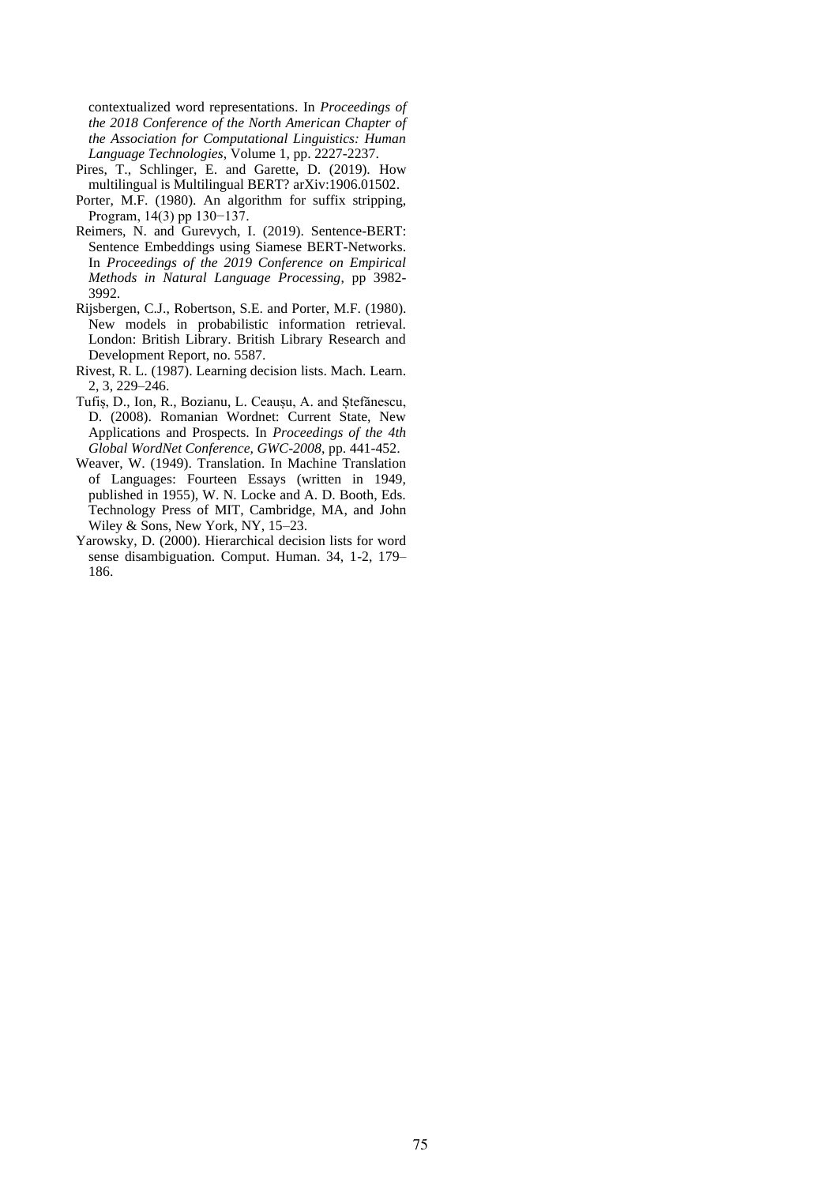contextualized word representations. In *Proceedings of the 2018 Conference of the North American Chapter of the Association for Computational Linguistics: Human Language Technologies*, Volume 1, pp. 2227-2237.

Pires, T., Schlinger, E. and Garette, D. (2019). How multilingual is Multilingual BERT? arXiv:1906.01502.

Porter, M.F. (1980). An algorithm for suffix stripping, Program, 14(3) pp 130−137.

Reimers, N. and Gurevych, I. (2019). Sentence-BERT: Sentence Embeddings using Siamese BERT-Networks. In *Proceedings of the 2019 Conference on Empirical Methods in Natural Language Processing*, pp 3982-3992.

Rijsbergen, C.J., Robertson, S.E. and Porter, M.F. (1980). New models in probabilistic information retrieval. London: British Library. British Library Research and Development Report, no. 5587.

Rivest, R. L. (1987). Learning decision lists. Mach. Learn. 2, 3, 229–246.

Tufiș, D., Ion, R., Bozianu, L. Ceaușu, A. and Ștefănescu, D. (2008). Romanian Wordnet: Current State, New Applications and Prospects. In *Proceedings of the 4th Global WordNet Conference, GWC-2008*, pp. 441-452.

Weaver, W. (1949). Translation. In Machine Translation of Languages: Fourteen Essays (written in 1949, published in 1955), W. N. Locke and A. D. Booth, Eds. Technology Press of MIT, Cambridge, MA, and John Wiley & Sons, New York, NY, 15–23.

Yarowsky, D. (2000). Hierarchical decision lists for word sense disambiguation. Comput. Human. 34, 1-2, 179–186.